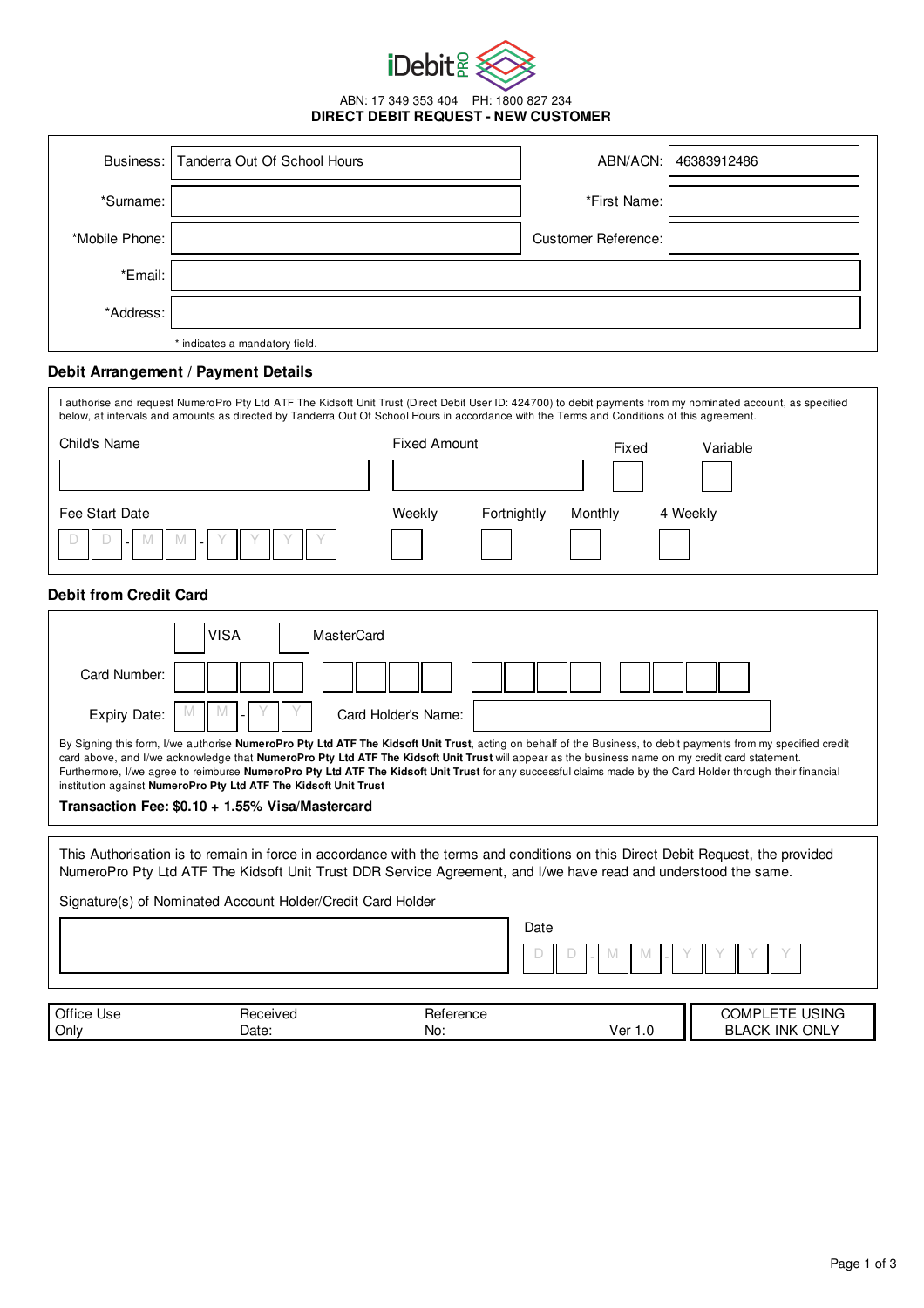iDebit PRO

ABN: 17 349 353 404 PH: 1800 827 234

**DIRECT DEBIT REQUEST - NEW CUSTOMER**

| | | | |
|---|---|---|---|
| Business: | Tanderra Out Of School Hours | ABN/ACN: | 46383912486 |
| *Surname: | | *First Name: | |
| *Mobile Phone: | | Customer Reference: | |
| *Email: | | | |
| *Address: | | | |

\* indicates a mandatory field.

## Debit Arrangement / Payment Details

I authorise and request NumeroPro Pty Ltd ATF The Kidsoft Unit Trust (Direct Debit User ID: 424700) to debit payments from my nominated account, as specified below, at intervals and amounts as directed by Tanderra Out Of School Hours in accordance with the Terms and Conditions of this agreement.

| Child's Name | Fixed Amount | Fixed | Variable |
|---|---|---|---|
| | | ☐ | ☐ |

| Fee Start Date | Weekly | Fortnightly | Monthly | 4 Weekly |
|---|---|---|---|---|
| D D - M M - Y Y Y Y | ☐ | ☐ | ☐ | ☐ |

## Debit from Credit Card

☐ VISA ☐ MasterCard

Card Number: ☐☐☐☐ ☐☐☐☐ ☐☐☐☐ ☐☐☐☐

Expiry Date: M M - Y Y Card Holder's Name:

By Signing this form, I/we authorise **NumeroPro Pty Ltd ATF The Kidsoft Unit Trust**, acting on behalf of the Business, to debit payments from my specified credit card above, and I/we acknowledge that **NumeroPro Pty Ltd ATF The Kidsoft Unit Trust** will appear as the business name on my credit card statement. Furthermore, I/we agree to reimburse **NumeroPro Pty Ltd ATF The Kidsoft Unit Trust** for any successful claims made by the Card Holder through their financial institution against **NumeroPro Pty Ltd ATF The Kidsoft Unit Trust**

**Transaction Fee: $0.10 + 1.55% Visa/Mastercard**

This Authorisation is to remain in force in accordance with the terms and conditions on this Direct Debit Request, the provided NumeroPro Pty Ltd ATF The Kidsoft Unit Trust DDR Service Agreement, and I/we have read and understood the same.

Signature(s) of Nominated Account Holder/Credit Card Holder

Date D D - M M - Y Y Y Y

| Office Use Only | Received Date: | Reference No: | Ver 1.0 | COMPLETE USING BLACK INK ONLY |
|---|---|---|---|---|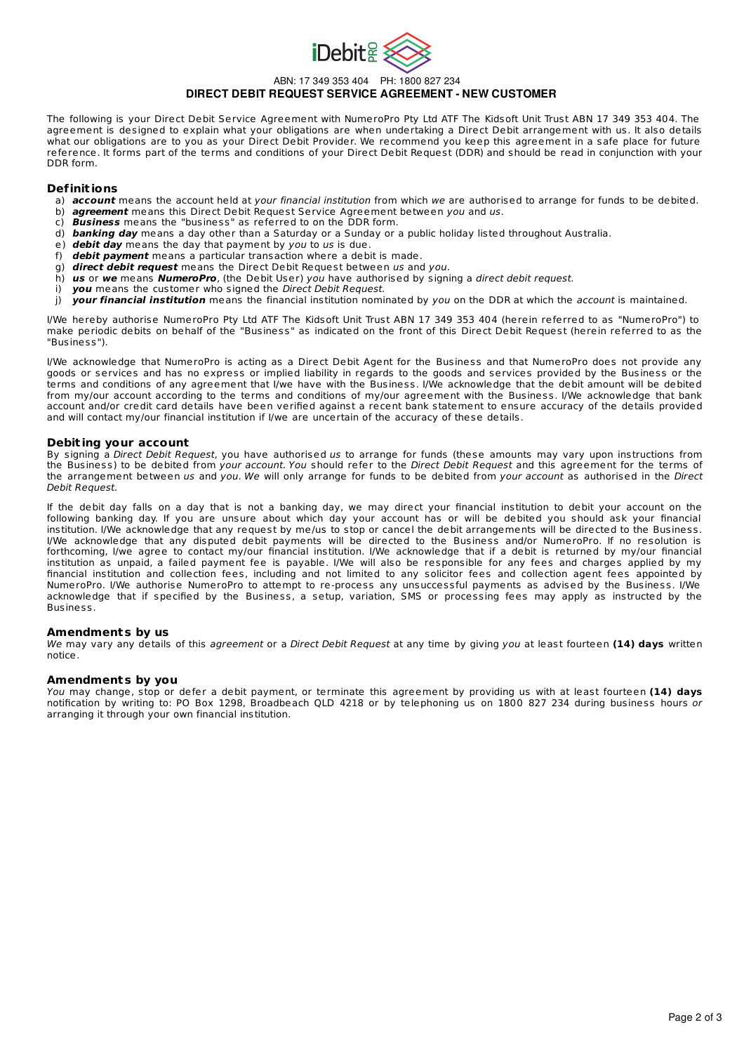ABN: 17 349 353 404 PH: 1800 827 234

# DIRECT DEBIT REQUEST SERVICE AGREEMENT - NEW CUSTOMER

The following is your Direct Debit Service Agreement with NumeroPro Pty Ltd ATF The Kidsoft Unit Trust ABN 17 349 353 404. The agreement is designed to explain what your obligations are when undertaking a Direct Debit arrangement with us. It also details what our obligations are to you as your Direct Debit Provider. We recommend you keep this agreement in a safe place for future reference. It forms part of the terms and conditions of your Direct Debit Request (DDR) and should be read in conjunction with your DDR form.

## Definitions

a) ***account*** means the account held at *your financial institution* from which *we* are authorised to arrange for funds to be debited.
b) ***agreement*** means this Direct Debit Request Service Agreement between *you* and *us*.
c) ***Business*** means the "business" as referred to on the DDR form.
d) ***banking day*** means a day other than a Saturday or a Sunday or a public holiday listed throughout Australia.
e) ***debit day*** means the day that payment by *you* to *us* is due.
f) ***debit payment*** means a particular transaction where a debit is made.
g) ***direct debit request*** means the Direct Debit Request between *us* and *you*.
h) ***us*** or ***we*** means ***NumeroPro***, (the Debit User) *you* have authorised by signing a *direct debit request*.
i) ***you*** means the customer who signed the *Direct Debit Request.*
j) ***your financial institution*** means the financial institution nominated by *you* on the DDR at which the *account* is maintained.

I/We hereby authorise NumeroPro Pty Ltd ATF The Kidsoft Unit Trust ABN 17 349 353 404 (herein referred to as "NumeroPro") to make periodic debits on behalf of the "Business" as indicated on the front of this Direct Debit Request (herein referred to as the "Business").

I/We acknowledge that NumeroPro is acting as a Direct Debit Agent for the Business and that NumeroPro does not provide any goods or services and has no express or implied liability in regards to the goods and services provided by the Business or the terms and conditions of any agreement that I/we have with the Business. I/We acknowledge that the debit amount will be debited from my/our account according to the terms and conditions of my/our agreement with the Business. I/We acknowledge that bank account and/or credit card details have been verified against a recent bank statement to ensure accuracy of the details provided and will contact my/our financial institution if I/we are uncertain of the accuracy of these details.

## Debiting your account

By signing a *Direct Debit Request*, you have authorised *us* to arrange for funds (these amounts may vary upon instructions from the Business) to be debited from *your account*. *You* should refer to the *Direct Debit Request* and this agreement for the terms of the arrangement between *us* and *you*. *We* will only arrange for funds to be debited from *your account* as authorised in the *Direct Debit Request*.

If the debit day falls on a day that is not a banking day, we may direct your financial institution to debit your account on the following banking day. If you are unsure about which day your account has or will be debited you should ask your financial institution. I/We acknowledge that any request by me/us to stop or cancel the debit arrangements will be directed to the Business. I/We acknowledge that any disputed debit payments will be directed to the Business and/or NumeroPro. If no resolution is forthcoming, I/we agree to contact my/our financial institution. I/We acknowledge that if a debit is returned by my/our financial institution as unpaid, a failed payment fee is payable. I/We will also be responsible for any fees and charges applied by my financial institution and collection fees, including and not limited to any solicitor fees and collection agent fees appointed by NumeroPro. I/We authorise NumeroPro to attempt to re-process any unsuccessful payments as advised by the Business. I/We acknowledge that if specified by the Business, a setup, variation, SMS or processing fees may apply as instructed by the Business.

## Amendments by us

*We* may vary any details of this *agreement* or a *Direct Debit Request* at any time by giving *you* at least fourteen **(14) days** written notice.

## Amendments by you

*You* may change, stop or defer a debit payment, or terminate this agreement by providing us with at least fourteen **(14) days** notification by writing to: PO Box 1298, Broadbeach QLD 4218 or by telephoning us on 1800 827 234 during business hours *or* arranging it through your own financial institution.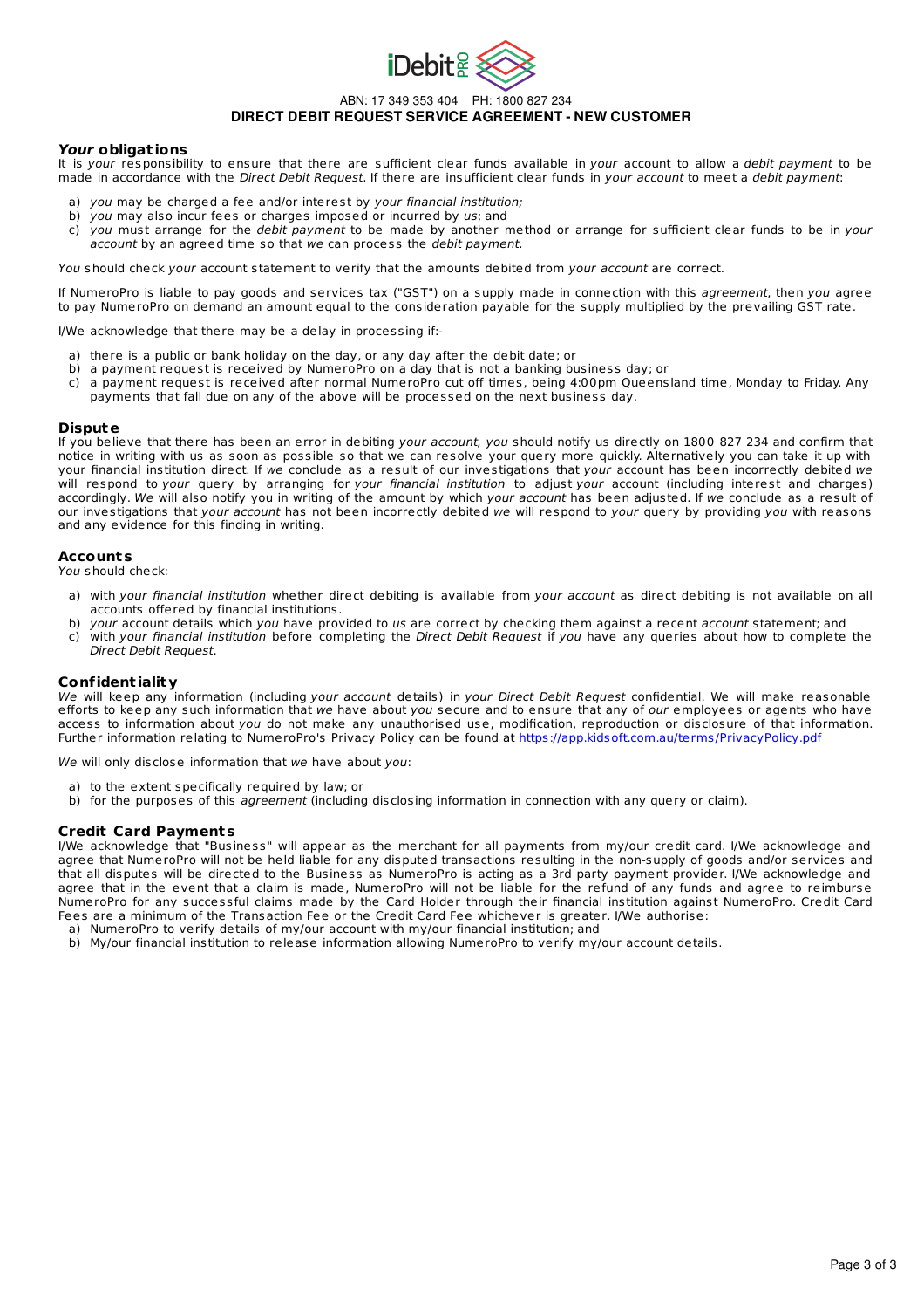iDebit PRO

ABN: 17 349 353 404 PH: 1800 827 234

## DIRECT DEBIT REQUEST SERVICE AGREEMENT - NEW CUSTOMER

### *Your* obligations

It is *your* responsibility to ensure that there are sufficient clear funds available in *your* account to allow a *debit payment* to be made in accordance with the *Direct Debit Request*. If there are insufficient clear funds in *your account* to meet a *debit payment*:

a) *you* may be charged a fee and/or interest by *your financial institution;*
b) *you* may also incur fees or charges imposed or incurred by *us*; and
c) *you* must arrange for the *debit payment* to be made by another method or arrange for sufficient clear funds to be in *your account* by an agreed time so that *we* can process the *debit payment*.

*You* should check *your* account statement to verify that the amounts debited from *your account* are correct.

If NumeroPro is liable to pay goods and services tax ("GST") on a supply made in connection with this *agreement*, then *you* agree to pay NumeroPro on demand an amount equal to the consideration payable for the supply multiplied by the prevailing GST rate.

I/We acknowledge that there may be a delay in processing if:-

a) there is a public or bank holiday on the day, or any day after the debit date; or
b) a payment request is received by NumeroPro on a day that is not a banking business day; or
c) a payment request is received after normal NumeroPro cut off times, being 4:00pm Queensland time, Monday to Friday. Any payments that fall due on any of the above will be processed on the next business day.

### Dispute

If you believe that there has been an error in debiting *your account, you* should notify us directly on 1800 827 234 and confirm that notice in writing with us as soon as possible so that we can resolve your query more quickly. Alternatively you can take it up with your financial institution direct. If *we* conclude as a result of our investigations that *your* account has been incorrectly debited *we* will respond to *your* query by arranging for *your financial institution* to adjust *your* account (including interest and charges) accordingly. *We* will also notify you in writing of the amount by which *your account* has been adjusted. If *we* conclude as a result of our investigations that *your account* has not been incorrectly debited *we* will respond to *your* query by providing *you* with reasons and any evidence for this finding in writing.

### Accounts

*You* should check:

a) with *your financial institution* whether direct debiting is available from *your account* as direct debiting is not available on all accounts offered by financial institutions.
b) *your* account details which *you* have provided to *us* are correct by checking them against a recent *account* statement; and
c) with *your financial institution* before completing the *Direct Debit Request* if *you* have any queries about how to complete the *Direct Debit Request*.

### Confidentiality

*We* will keep any information (including *your account* details) in *your Direct Debit Request* confidential. We will make reasonable efforts to keep any such information that *we* have about *you* secure and to ensure that any of *our* employees or agents who have access to information about *you* do not make any unauthorised use, modification, reproduction or disclosure of that information. Further information relating to NumeroPro's Privacy Policy can be found at https://app.kidsoft.com.au/terms/PrivacyPolicy.pdf

*We* will only disclose information that *we* have about *you*:

a) to the extent specifically required by law; or
b) for the purposes of this *agreement* (including disclosing information in connection with any query or claim).

### Credit Card Payments

I/We acknowledge that "Business" will appear as the merchant for all payments from my/our credit card. I/We acknowledge and agree that NumeroPro will not be held liable for any disputed transactions resulting in the non-supply of goods and/or services and that all disputes will be directed to the Business as NumeroPro is acting as a 3rd party payment provider. I/We acknowledge and agree that in the event that a claim is made, NumeroPro will not be liable for the refund of any funds and agree to reimburse NumeroPro for any successful claims made by the Card Holder through their financial institution against NumeroPro. Credit Card Fees are a minimum of the Transaction Fee or the Credit Card Fee whichever is greater. I/We authorise:

a) NumeroPro to verify details of my/our account with my/our financial institution; and
b) My/our financial institution to release information allowing NumeroPro to verify my/our account details.